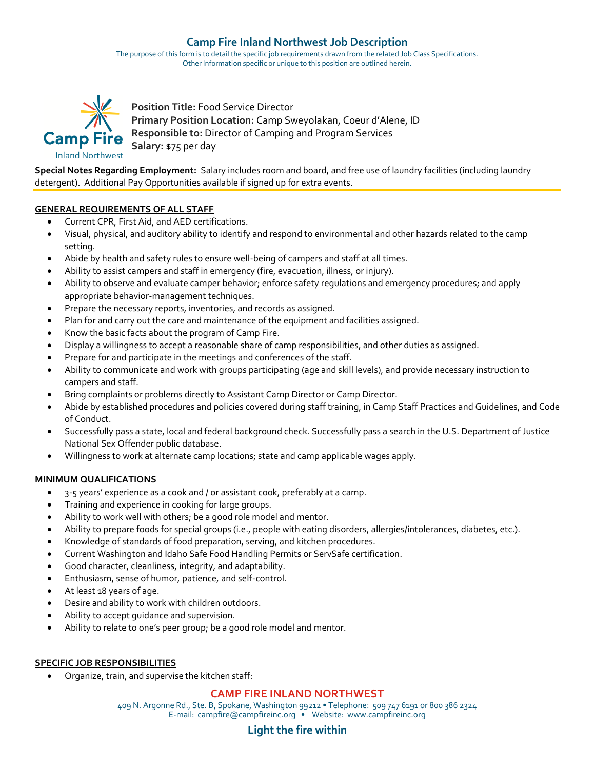# Camp Fire Inland Northwest Job Description

The purpose of this form is to detail the specific job requirements drawn from the related Job Class Specifications.
Other Information specific or unique to this position are outlined herein.

**Position Title:** Food Service Director
**Primary Position Location:** Camp Sweyolakan, Coeur d'Alene, ID
**Responsible to:** Director of Camping and Program Services
**Salary:** $75 per day

**Special Notes Regarding Employment:** Salary includes room and board, and free use of laundry facilities (including laundry detergent). Additional Pay Opportunities available if signed up for extra events.

## GENERAL REQUIREMENTS OF ALL STAFF

- Current CPR, First Aid, and AED certifications.
- Visual, physical, and auditory ability to identify and respond to environmental and other hazards related to the camp setting.
- Abide by health and safety rules to ensure well-being of campers and staff at all times.
- Ability to assist campers and staff in emergency (fire, evacuation, illness, or injury).
- Ability to observe and evaluate camper behavior; enforce safety regulations and emergency procedures; and apply appropriate behavior-management techniques.
- Prepare the necessary reports, inventories, and records as assigned.
- Plan for and carry out the care and maintenance of the equipment and facilities assigned.
- Know the basic facts about the program of Camp Fire.
- Display a willingness to accept a reasonable share of camp responsibilities, and other duties as assigned.
- Prepare for and participate in the meetings and conferences of the staff.
- Ability to communicate and work with groups participating (age and skill levels), and provide necessary instruction to campers and staff.
- Bring complaints or problems directly to Assistant Camp Director or Camp Director.
- Abide by established procedures and policies covered during staff training, in Camp Staff Practices and Guidelines, and Code of Conduct.
- Successfully pass a state, local and federal background check. Successfully pass a search in the U.S. Department of Justice National Sex Offender public database.
- Willingness to work at alternate camp locations; state and camp applicable wages apply.

## MINIMUM QUALIFICATIONS

- 3-5 years' experience as a cook and / or assistant cook, preferably at a camp.
- Training and experience in cooking for large groups.
- Ability to work well with others; be a good role model and mentor.
- Ability to prepare foods for special groups (i.e., people with eating disorders, allergies/intolerances, diabetes, etc.).
- Knowledge of standards of food preparation, serving, and kitchen procedures.
- Current Washington and Idaho Safe Food Handling Permits or ServSafe certification.
- Good character, cleanliness, integrity, and adaptability.
- Enthusiasm, sense of humor, patience, and self-control.
- At least 18 years of age.
- Desire and ability to work with children outdoors.
- Ability to accept guidance and supervision.
- Ability to relate to one's peer group; be a good role model and mentor.

## SPECIFIC JOB RESPONSIBILITIES

- Organize, train, and supervise the kitchen staff: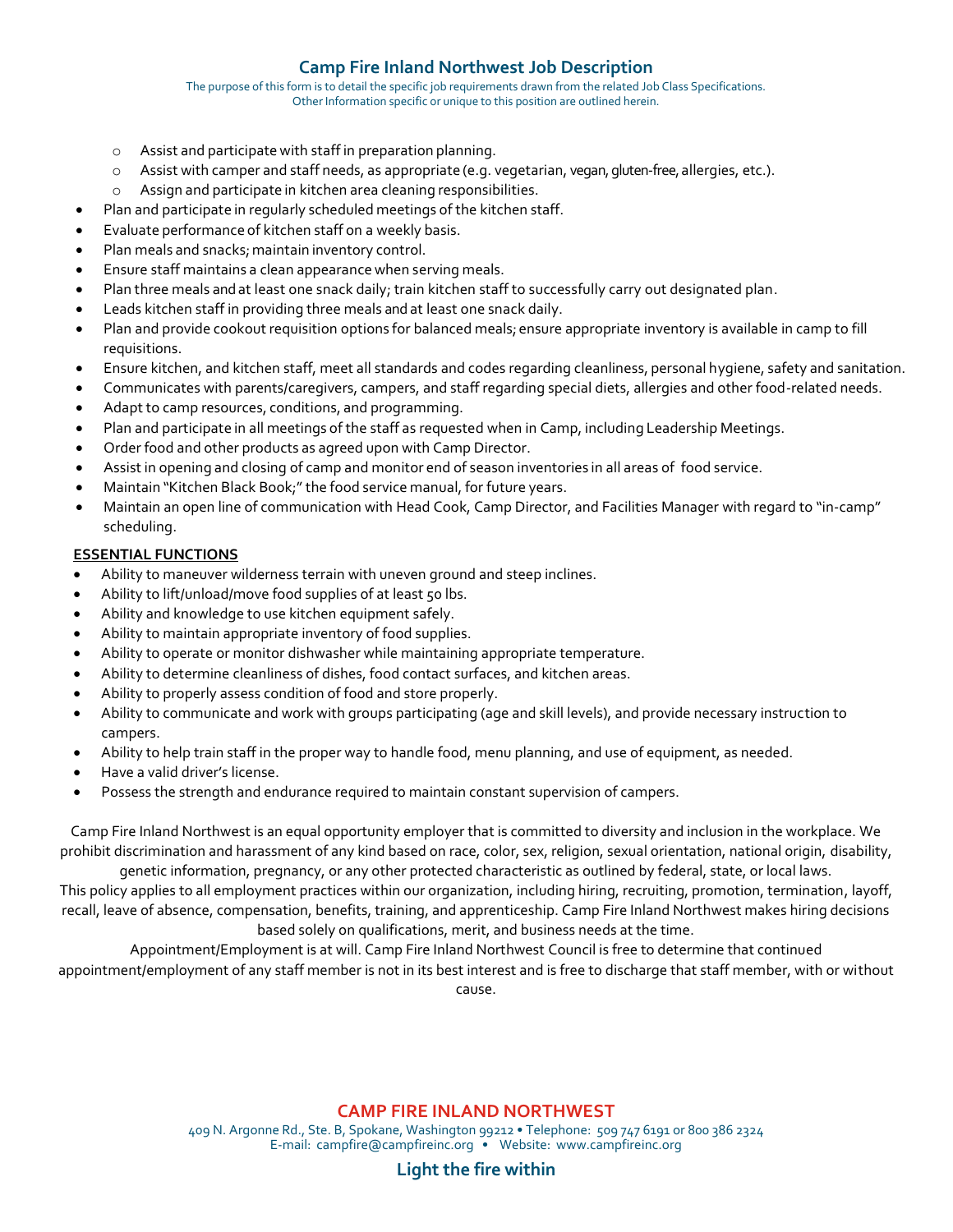- Assist and participate with staff in preparation planning.
    - Assist with camper and staff needs, as appropriate (e.g. vegetarian, vegan, gluten-free, allergies, etc.).
    - Assign and participate in kitchen area cleaning responsibilities.
- Plan and participate in regularly scheduled meetings of the kitchen staff.
- Evaluate performance of kitchen staff on a weekly basis.
- Plan meals and snacks; maintain inventory control.
- Ensure staff maintains a clean appearance when serving meals.
- Plan three meals and at least one snack daily; train kitchen staff to successfully carry out designated plan.
- Leads kitchen staff in providing three meals and at least one snack daily.
- Plan and provide cookout requisition options for balanced meals; ensure appropriate inventory is available in camp to fill requisitions.
- Ensure kitchen, and kitchen staff, meet all standards and codes regarding cleanliness, personal hygiene, safety and sanitation.
- Communicates with parents/caregivers, campers, and staff regarding special diets, allergies and other food-related needs.
- Adapt to camp resources, conditions, and programming.
- Plan and participate in all meetings of the staff as requested when in Camp, including Leadership Meetings.
- Order food and other products as agreed upon with Camp Director.
- Assist in opening and closing of camp and monitor end of season inventories in all areas of food service.
- Maintain "Kitchen Black Book;" the food service manual, for future years.
- Maintain an open line of communication with Head Cook, Camp Director, and Facilities Manager with regard to "in-camp" scheduling.

**ESSENTIAL FUNCTIONS**

- Ability to maneuver wilderness terrain with uneven ground and steep inclines.
- Ability to lift/unload/move food supplies of at least 50 lbs.
- Ability and knowledge to use kitchen equipment safely.
- Ability to maintain appropriate inventory of food supplies.
- Ability to operate or monitor dishwasher while maintaining appropriate temperature.
- Ability to determine cleanliness of dishes, food contact surfaces, and kitchen areas.
- Ability to properly assess condition of food and store properly.
- Ability to communicate and work with groups participating (age and skill levels), and provide necessary instruction to campers.
- Ability to help train staff in the proper way to handle food, menu planning, and use of equipment, as needed.
- Have a valid driver's license.
- Possess the strength and endurance required to maintain constant supervision of campers.

Camp Fire Inland Northwest is an equal opportunity employer that is committed to diversity and inclusion in the workplace. We prohibit discrimination and harassment of any kind based on race, color, sex, religion, sexual orientation, national origin, disability, genetic information, pregnancy, or any other protected characteristic as outlined by federal, state, or local laws. This policy applies to all employment practices within our organization, including hiring, recruiting, promotion, termination, layoff, recall, leave of absence, compensation, benefits, training, and apprenticeship. Camp Fire Inland Northwest makes hiring decisions based solely on qualifications, merit, and business needs at the time.

Appointment/Employment is at will. Camp Fire Inland Northwest Council is free to determine that continued appointment/employment of any staff member is not in its best interest and is free to discharge that staff member, with or without cause.